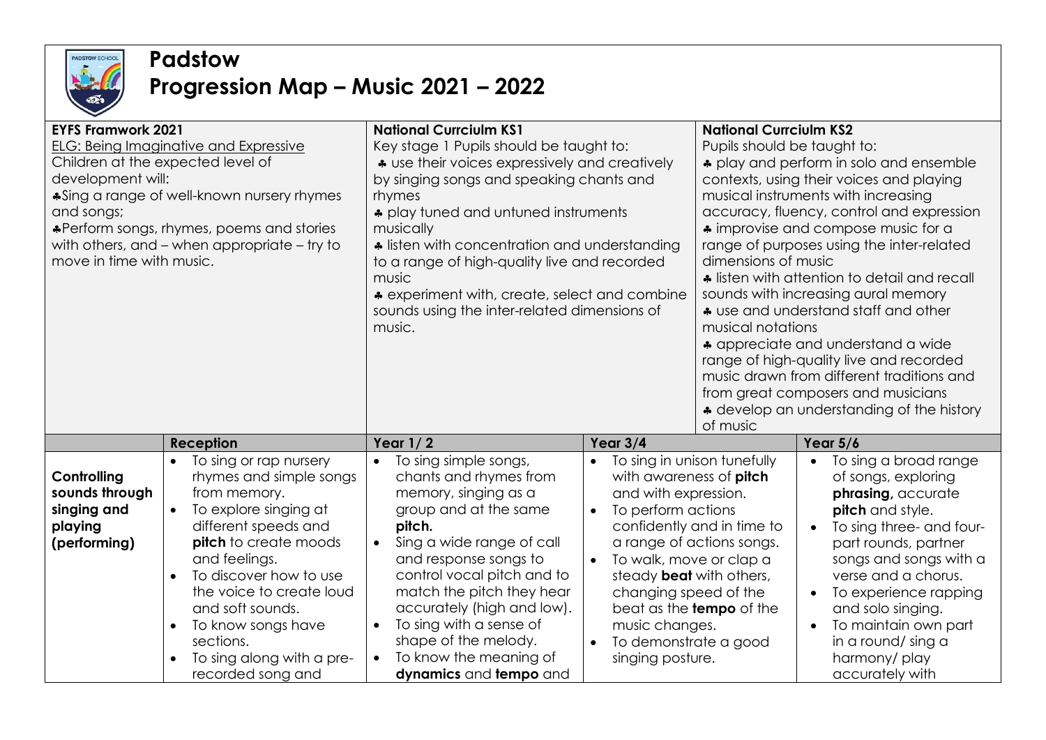# Padstow

## Progression Map – Music 2021 – 2022

| **EYFS Framwork 2021**<br>ELG: Being Imaginative and Expressive<br>Children at the expected level of development will:<br>♣Sing a range of well-known nursery rhymes and songs;<br>♣Perform songs, rhymes, poems and stories with others, and – when appropriate – try to move in time with music. | | **National Currciulm KS1**<br>Key stage 1 Pupils should be taught to:<br>♣ use their voices expressively and creatively by singing songs and speaking chants and rhymes<br>♣ play tuned and untuned instruments musically<br>♣ listen with concentration and understanding to a range of high-quality live and recorded music<br>♣ experiment with, create, select and combine sounds using the inter-related dimensions of music. | | **National Currciulm KS2**<br>Pupils should be taught to:<br>♣ play and perform in solo and ensemble contexts, using their voices and playing musical instruments with increasing accuracy, fluency, control and expression<br>♣ improvise and compose music for a range of purposes using the inter-related dimensions of music<br>♣ listen with attention to detail and recall sounds with increasing aural memory<br>♣ use and understand staff and other musical notations<br>♣ appreciate and understand a wide range of high-quality live and recorded music drawn from different traditions and from great composers and musicians<br>♣ develop an understanding of the history of music |
|---|---|---|---|---|
| | **Reception** | **Year 1/ 2** | **Year 3/4** | **Year 5/6** |
| **Controlling sounds through singing and playing (performing)** | • To sing or rap nursery rhymes and simple songs from memory.<br>• To explore singing at different speeds and **pitch** to create moods and feelings.<br>• To discover how to use the voice to create loud and soft sounds.<br>• To know songs have sections.<br>• To sing along with a pre-recorded song and | • To sing simple songs, chants and rhymes from memory, singing as a group and at the same **pitch.**<br>• Sing a wide range of call and response songs to control vocal pitch and to match the pitch they hear accurately (high and low).<br>• To sing with a sense of shape of the melody.<br>• To know the meaning of **dynamics** and **tempo** and | • To sing in unison tunefully with awareness of **pitch** and with expression.<br>• To perform actions confidently and in time to a range of actions songs.<br>• To walk, move or clap a steady **beat** with others, changing speed of the beat as the **tempo** of the music changes.<br>• To demonstrate a good singing posture. | • To sing a broad range of songs, exploring **phrasing,** accurate **pitch** and style.<br>• To sing three- and four-part rounds, partner songs and songs with a verse and a chorus.<br>• To experience rapping and solo singing.<br>• To maintain own part in a round/ sing a harmony/ play accurately with |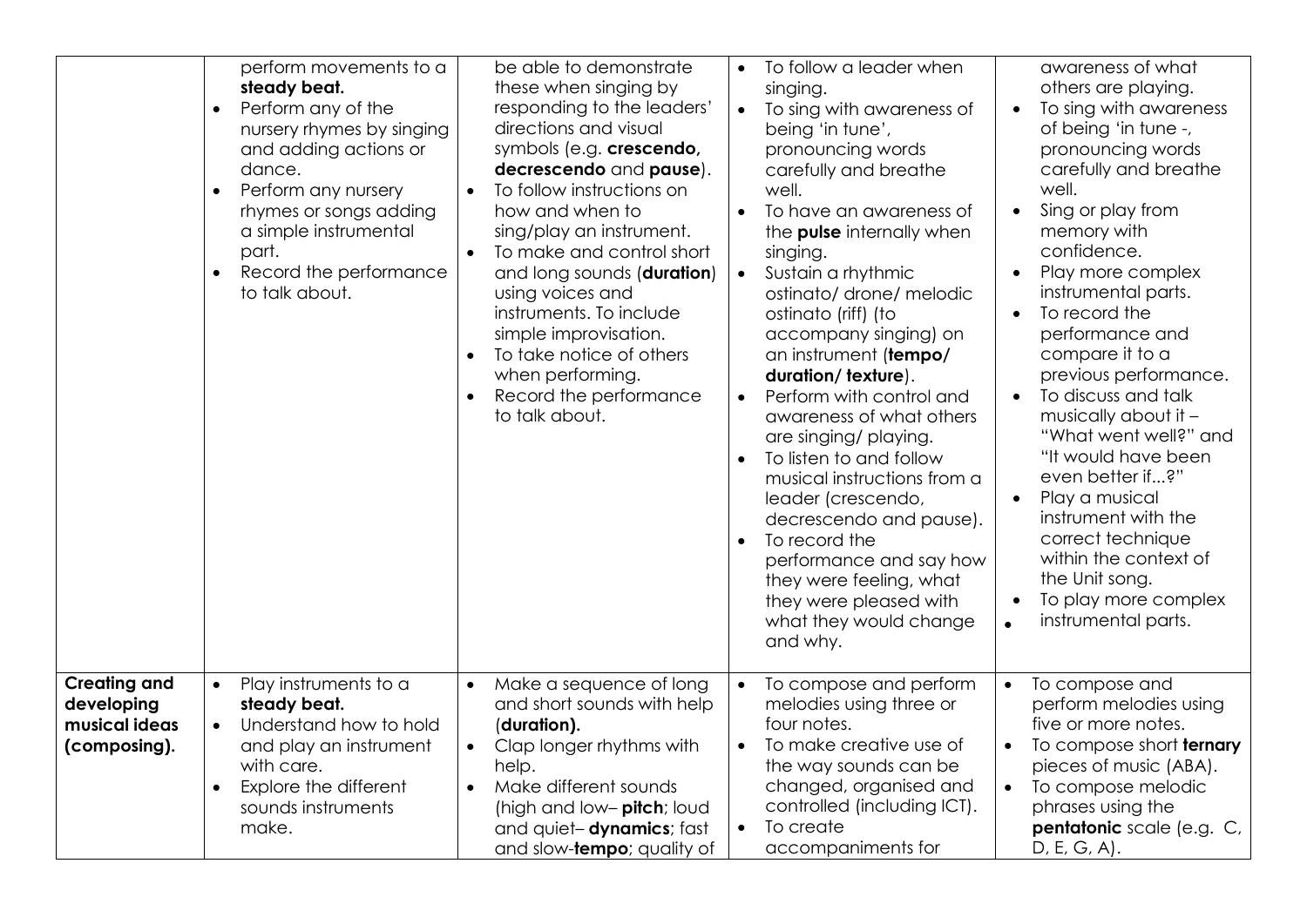| | | | | |
|---|---|---|---|---|
| | perform movements to a **steady beat.**<br>• Perform any of the nursery rhymes by singing and adding actions or dance.<br>• Perform any nursery rhymes or songs adding a simple instrumental part.<br>• Record the performance to talk about. | be able to demonstrate these when singing by responding to the leaders' directions and visual symbols (e.g. **crescendo, decrescendo** and **pause**).<br>• To follow instructions on how and when to sing/play an instrument.<br>• To make and control short and long sounds (**duration**) using voices and instruments. To include simple improvisation.<br>• To take notice of others when performing.<br>• Record the performance to talk about. | • To follow a leader when singing.<br>• To sing with awareness of being 'in tune', pronouncing words carefully and breathe well.<br>• To have an awareness of the **pulse** internally when singing.<br>• Sustain a rhythmic ostinato/ drone/ melodic ostinato (riff) (to accompany singing) on an instrument (**tempo/ duration/ texture**).<br>• Perform with control and awareness of what others are singing/ playing.<br>• To listen to and follow musical instructions from a leader (crescendo, decrescendo and pause).<br>• To record the performance and say how they were feeling, what they were pleased with what they would change and why. | awareness of what others are playing.<br>• To sing with awareness of being 'in tune -, pronouncing words carefully and breathe well.<br>• Sing or play from memory with confidence.<br>• Play more complex instrumental parts.<br>• To record the performance and compare it to a previous performance.<br>• To discuss and talk musically about it – "What went well?" and "It would have been even better if...?"<br>• Play a musical instrument with the correct technique within the context of the Unit song.<br>• To play more complex instrumental parts. |
| **Creating and developing musical ideas (composing).** | • Play instruments to a **steady beat.**<br>• Understand how to hold and play an instrument with care.<br>• Explore the different sounds instruments make. | • Make a sequence of long and short sounds with help (**duration).**<br>• Clap longer rhythms with help.<br>• Make different sounds (high and low– **pitch**; loud and quiet– **dynamics**; fast and slow-**tempo**; quality of | • To compose and perform melodies using three or four notes.<br>• To make creative use of the way sounds can be changed, organised and controlled (including ICT).<br>• To create accompaniments for | • To compose and perform melodies using five or more notes.<br>• To compose short **ternary** pieces of music (ABA).<br>• To compose melodic phrases using the **pentatonic** scale (e.g. C, D, E, G, A). |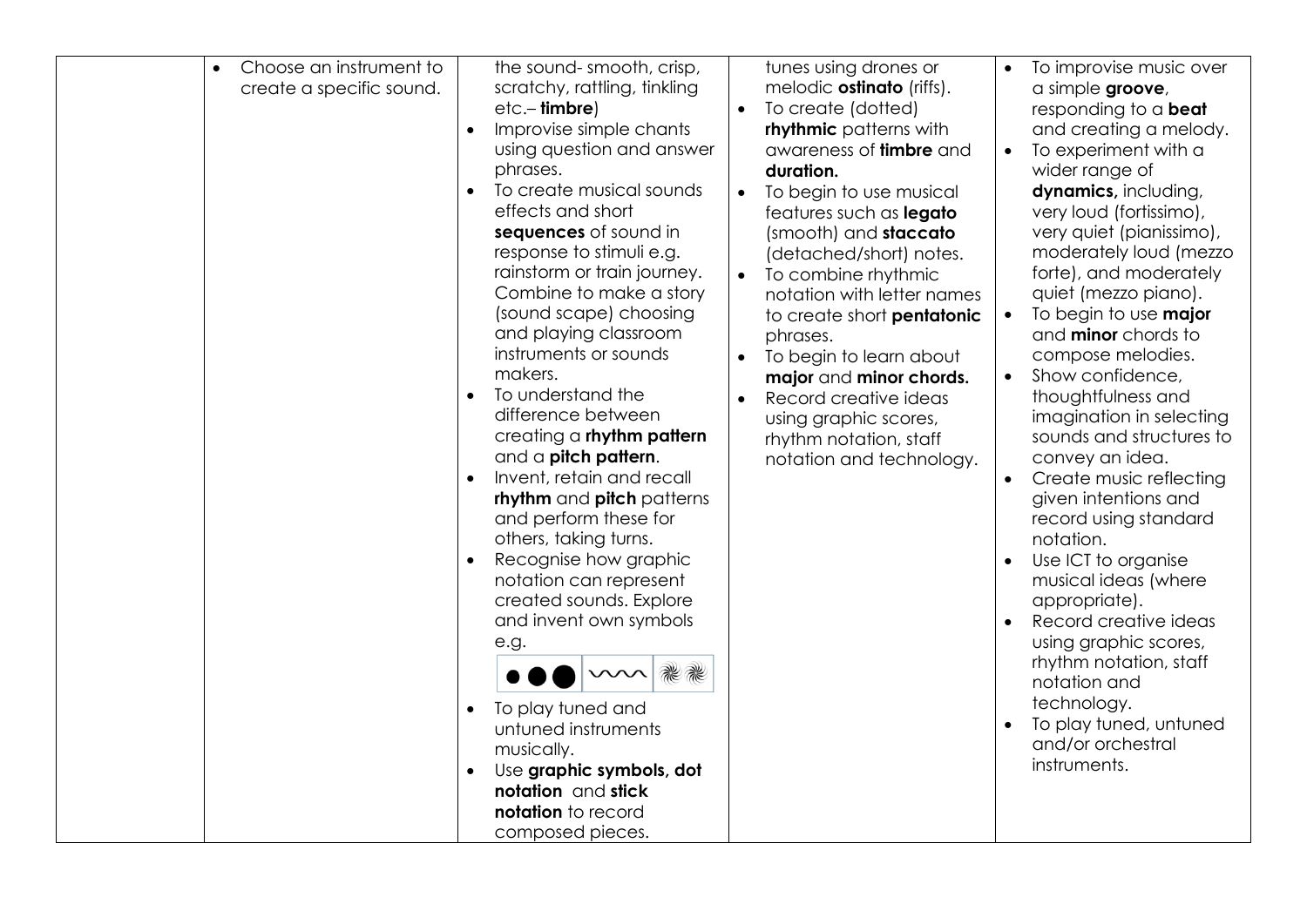| | | | | |
|---|---|---|---|---|
| | • Choose an instrument to create a specific sound. | the sound- smooth, crisp, scratchy, rattling, tinkling etc.– **timbre**)<br>• Improvise simple chants using question and answer phrases.<br>• To create musical sounds effects and short **sequences** of sound in response to stimuli e.g. rainstorm or train journey. Combine to make a story (sound scape) choosing and playing classroom instruments or sounds makers.<br>• To understand the difference between creating a **rhythm pattern** and a **pitch pattern**.<br>• Invent, retain and recall **rhythm** and **pitch** patterns and perform these for others, taking turns.<br>• Recognise how graphic notation can represent created sounds. Explore and invent own symbols e.g.<br>• To play tuned and untuned instruments musically.<br>• Use **graphic symbols, dot notation** and **stick notation** to record composed pieces. | tunes using drones or melodic **ostinato** (riffs).<br>• To create (dotted) **rhythmic** patterns with awareness of **timbre** and **duration.**<br>• To begin to use musical features such as **legato** (smooth) and **staccato** (detached/short) notes.<br>• To combine rhythmic notation with letter names to create short **pentatonic** phrases.<br>• To begin to learn about **major** and **minor chords.**<br>• Record creative ideas using graphic scores, rhythm notation, staff notation and technology. | • To improvise music over a simple **groove**, responding to a **beat** and creating a melody.<br>• To experiment with a wider range of **dynamics,** including, very loud (fortissimo), very quiet (pianissimo), moderately loud (mezzo forte), and moderately quiet (mezzo piano).<br>• To begin to use **major** and **minor** chords to compose melodies.<br>• Show confidence, thoughtfulness and imagination in selecting sounds and structures to convey an idea.<br>• Create music reflecting given intentions and record using standard notation.<br>• Use ICT to organise musical ideas (where appropriate).<br>• Record creative ideas using graphic scores, rhythm notation, staff notation and technology.<br>• To play tuned, untuned and/or orchestral instruments. |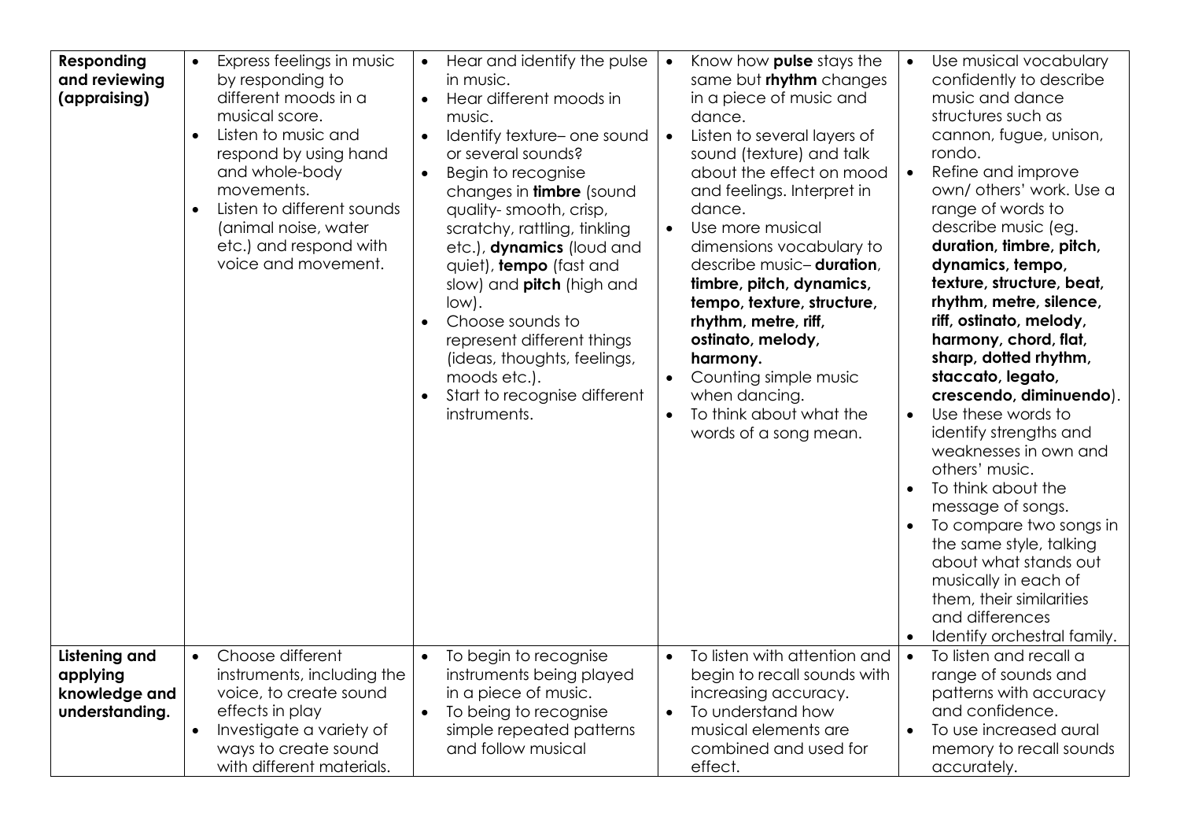| | | | | |
|---|---|---|---|---|
| **Responding and reviewing (appraising)** | • Express feelings in music by responding to different moods in a musical score.<br>• Listen to music and respond by using hand and whole-body movements.<br>• Listen to different sounds (animal noise, water etc.) and respond with voice and movement. | • Hear and identify the pulse in music.<br>• Hear different moods in music.<br>• Identify texture– one sound or several sounds?<br>• Begin to recognise changes in **timbre** (sound quality- smooth, crisp, scratchy, rattling, tinkling etc.), **dynamics** (loud and quiet), **tempo** (fast and slow) and **pitch** (high and low).<br>• Choose sounds to represent different things (ideas, thoughts, feelings, moods etc.).<br>• Start to recognise different instruments. | • Know how **pulse** stays the same but **rhythm** changes in a piece of music and dance.<br>• Listen to several layers of sound (texture) and talk about the effect on mood and feelings. Interpret in dance.<br>• Use more musical dimensions vocabulary to describe music– **duration, timbre, pitch, dynamics, tempo, texture, structure, rhythm, metre, riff, ostinato, melody, harmony.**<br>• Counting simple music when dancing.<br>• To think about what the words of a song mean. | • Use musical vocabulary confidently to describe music and dance structures such as cannon, fugue, unison, rondo.<br>• Refine and improve own/ others' work. Use a range of words to describe music (eg. **duration, timbre, pitch, dynamics, tempo, texture, structure, beat, rhythm, metre, silence, riff, ostinato, melody, harmony, chord, flat, sharp, dotted rhythm, staccato, legato, crescendo, diminuendo**).<br>• Use these words to identify strengths and weaknesses in own and others' music.<br>• To think about the message of songs.<br>• To compare two songs in the same style, talking about what stands out musically in each of them, their similarities and differences<br>• Identify orchestral family. |
| **Listening and applying knowledge and understanding.** | • Choose different instruments, including the voice, to create sound effects in play<br>• Investigate a variety of ways to create sound with different materials. | • To begin to recognise instruments being played in a piece of music.<br>• To being to recognise simple repeated patterns and follow musical | • To listen with attention and begin to recall sounds with increasing accuracy.<br>• To understand how musical elements are combined and used for effect. | • To listen and recall a range of sounds and patterns with accuracy and confidence.<br>• To use increased aural memory to recall sounds accurately. |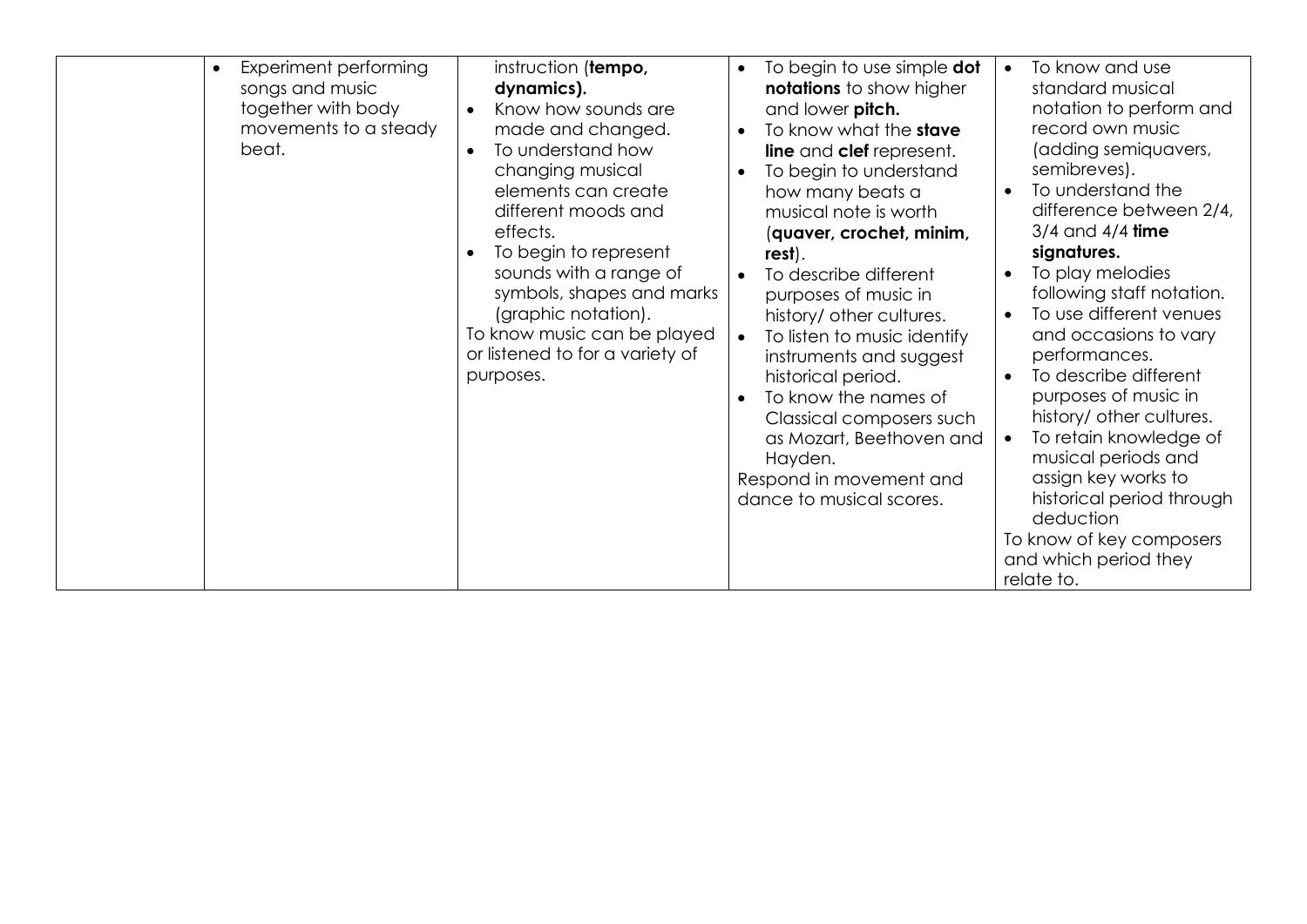| | | | | |
|---|---|---|---|---|
| | • Experiment performing songs and music together with body movements to a steady beat. | instruction (**tempo, dynamics).**<br>• Know how sounds are made and changed.<br>• To understand how changing musical elements can create different moods and effects.<br>• To begin to represent sounds with a range of symbols, shapes and marks (graphic notation).<br>To know music can be played or listened to for a variety of purposes. | • To begin to use simple **dot notations** to show higher and lower **pitch.**<br>• To know what the **stave line** and **clef** represent.<br>• To begin to understand how many beats a musical note is worth (**quaver, crochet, minim, rest**).<br>• To describe different purposes of music in history/ other cultures.<br>• To listen to music identify instruments and suggest historical period.<br>• To know the names of Classical composers such as Mozart, Beethoven and Hayden.<br>Respond in movement and dance to musical scores. | • To know and use standard musical notation to perform and record own music (adding semiquavers, semibreves).<br>• To understand the difference between 2/4, 3/4 and 4/4 **time signatures.**<br>• To play melodies following staff notation.<br>• To use different venues and occasions to vary performances.<br>• To describe different purposes of music in history/ other cultures.<br>• To retain knowledge of musical periods and assign key works to historical period through deduction<br>To know of key composers and which period they relate to. |